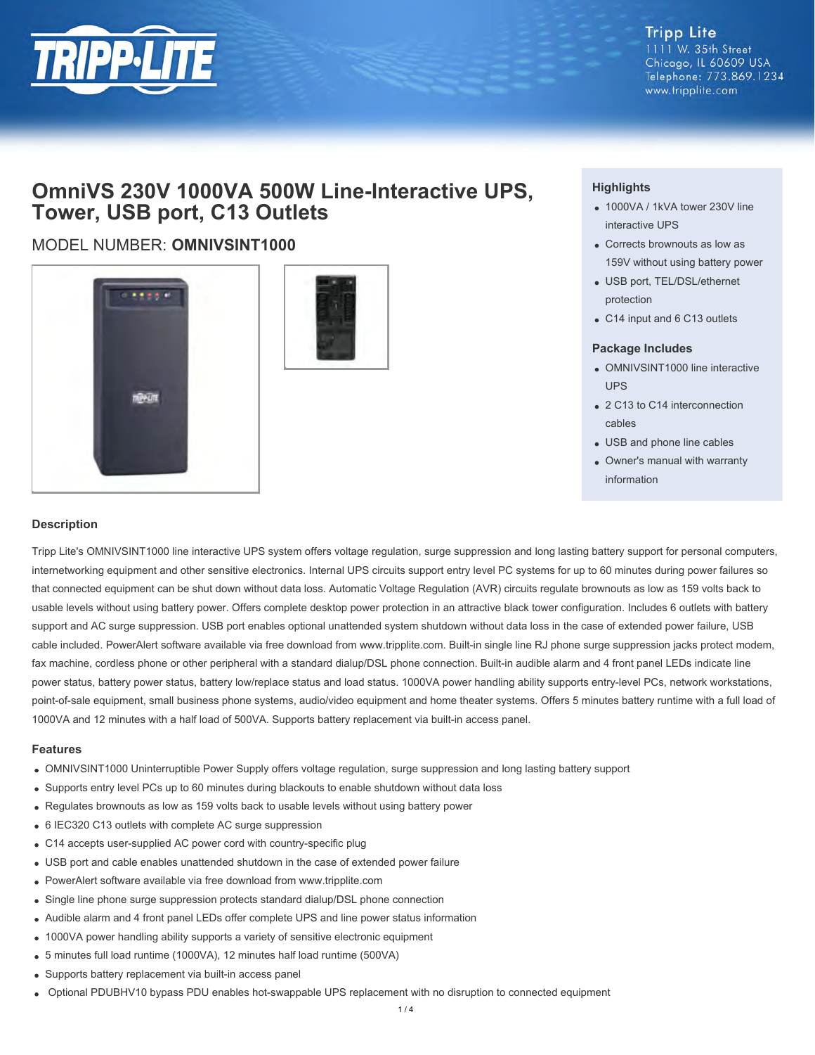Tripp Lite
1111 W. 35th Street
Chicago, IL 60609 USA
Telephone: 773.869.1234
www.tripplite.com

# OmniVS 230V 1000VA 500W Line-Interactive UPS, Tower, USB port, C13 Outlets

MODEL NUMBER: **OMNIVSINT1000**

### Highlights

- 1000VA / 1kVA tower 230V line interactive UPS
- Corrects brownouts as low as 159V without using battery power
- USB port, TEL/DSL/ethernet protection
- C14 input and 6 C13 outlets

### Package Includes

- OMNIVSINT1000 line interactive UPS
- 2 C13 to C14 interconnection cables
- USB and phone line cables
- Owner's manual with warranty information

### Description

Tripp Lite's OMNIVSINT1000 line interactive UPS system offers voltage regulation, surge suppression and long lasting battery support for personal computers, internetworking equipment and other sensitive electronics. Internal UPS circuits support entry level PC systems for up to 60 minutes during power failures so that connected equipment can be shut down without data loss. Automatic Voltage Regulation (AVR) circuits regulate brownouts as low as 159 volts back to usable levels without using battery power. Offers complete desktop power protection in an attractive black tower configuration. Includes 6 outlets with battery support and AC surge suppression. USB port enables optional unattended system shutdown without data loss in the case of extended power failure, USB cable included. PowerAlert software available via free download from www.tripplite.com. Built-in single line RJ phone surge suppression jacks protect modem, fax machine, cordless phone or other peripheral with a standard dialup/DSL phone connection. Built-in audible alarm and 4 front panel LEDs indicate line power status, battery power status, battery low/replace status and load status. 1000VA power handling ability supports entry-level PCs, network workstations, point-of-sale equipment, small business phone systems, audio/video equipment and home theater systems. Offers 5 minutes battery runtime with a full load of 1000VA and 12 minutes with a half load of 500VA. Supports battery replacement via built-in access panel.

### Features

- OMNIVSINT1000 Uninterruptible Power Supply offers voltage regulation, surge suppression and long lasting battery support
- Supports entry level PCs up to 60 minutes during blackouts to enable shutdown without data loss
- Regulates brownouts as low as 159 volts back to usable levels without using battery power
- 6 IEC320 C13 outlets with complete AC surge suppression
- C14 accepts user-supplied AC power cord with country-specific plug
- USB port and cable enables unattended shutdown in the case of extended power failure
- PowerAlert software available via free download from www.tripplite.com
- Single line phone surge suppression protects standard dialup/DSL phone connection
- Audible alarm and 4 front panel LEDs offer complete UPS and line power status information
- 1000VA power handling ability supports a variety of sensitive electronic equipment
- 5 minutes full load runtime (1000VA), 12 minutes half load runtime (500VA)
- Supports battery replacement via built-in access panel
- Optional PDUBHV10 bypass PDU enables hot-swappable UPS replacement with no disruption to connected equipment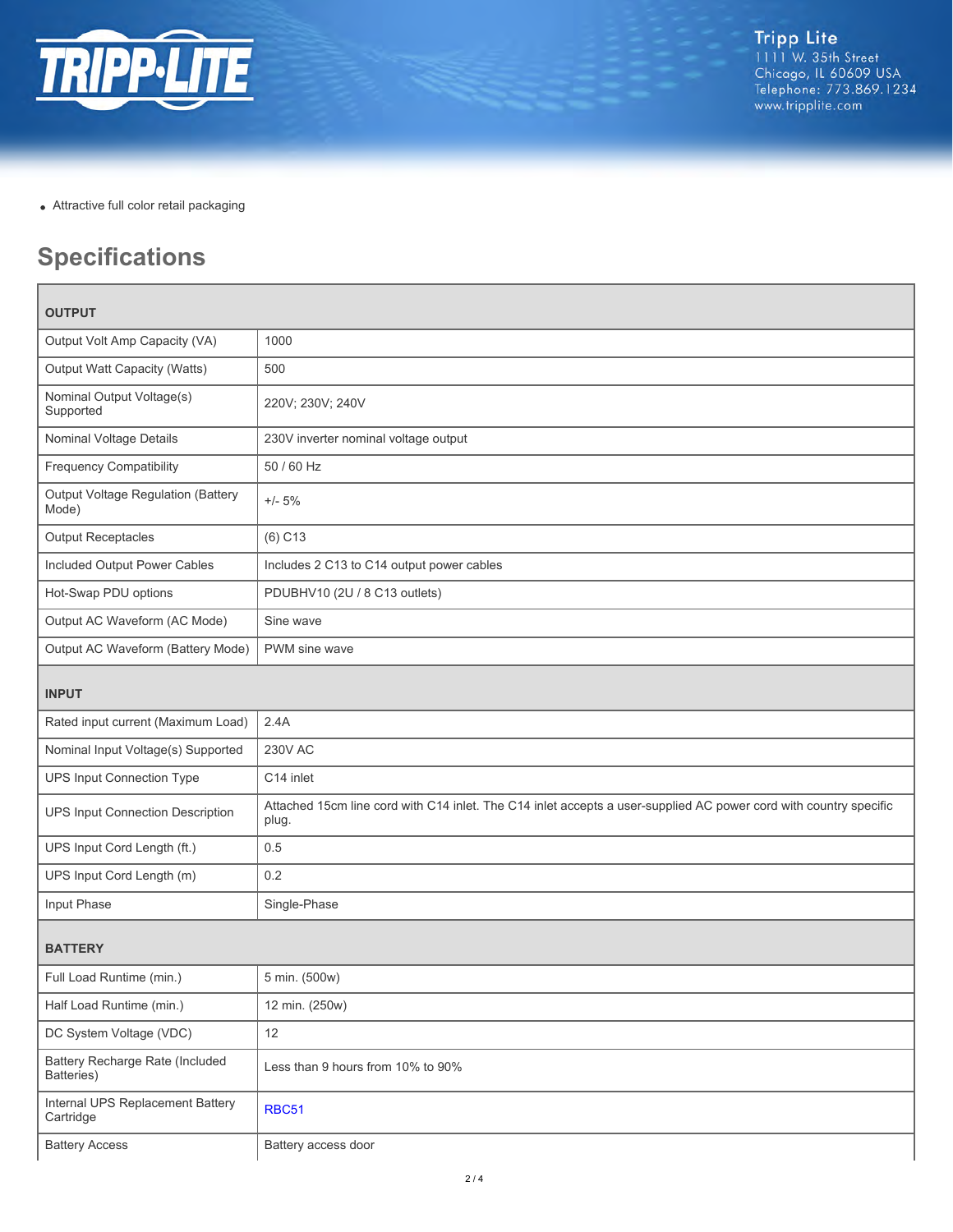- Attractive full color retail packaging

## Specifications

| OUTPUT | |
|---|---|
| Output Volt Amp Capacity (VA) | 1000 |
| Output Watt Capacity (Watts) | 500 |
| Nominal Output Voltage(s) Supported | 220V; 230V; 240V |
| Nominal Voltage Details | 230V inverter nominal voltage output |
| Frequency Compatibility | 50 / 60 Hz |
| Output Voltage Regulation (Battery Mode) | +/- 5% |
| Output Receptacles | (6) C13 |
| Included Output Power Cables | Includes 2 C13 to C14 output power cables |
| Hot-Swap PDU options | PDUBHV10 (2U / 8 C13 outlets) |
| Output AC Waveform (AC Mode) | Sine wave |
| Output AC Waveform (Battery Mode) | PWM sine wave |
| **INPUT** | |
| Rated input current (Maximum Load) | 2.4A |
| Nominal Input Voltage(s) Supported | 230V AC |
| UPS Input Connection Type | C14 inlet |
| UPS Input Connection Description | Attached 15cm line cord with C14 inlet. The C14 inlet accepts a user-supplied AC power cord with country specific plug. |
| UPS Input Cord Length (ft.) | 0.5 |
| UPS Input Cord Length (m) | 0.2 |
| Input Phase | Single-Phase |
| **BATTERY** | |
| Full Load Runtime (min.) | 5 min. (500w) |
| Half Load Runtime (min.) | 12 min. (250w) |
| DC System Voltage (VDC) | 12 |
| Battery Recharge Rate (Included Batteries) | Less than 9 hours from 10% to 90% |
| Internal UPS Replacement Battery Cartridge | RBC51 |
| Battery Access | Battery access door |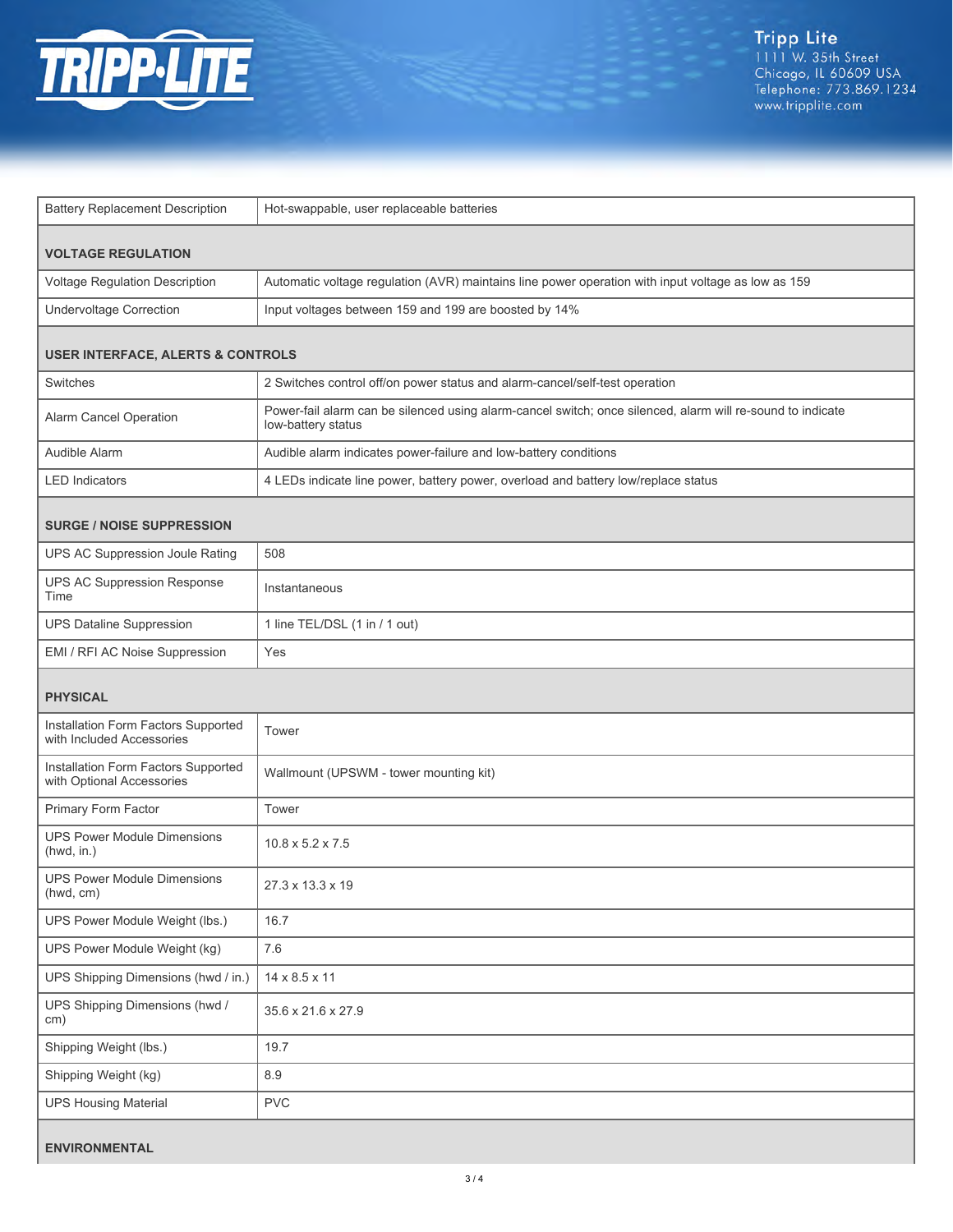| | |
|---|---|
| Battery Replacement Description | Hot-swappable, user replaceable batteries |
| **VOLTAGE REGULATION** | |
| Voltage Regulation Description | Automatic voltage regulation (AVR) maintains line power operation with input voltage as low as 159 |
| Undervoltage Correction | Input voltages between 159 and 199 are boosted by 14% |
| **USER INTERFACE, ALERTS & CONTROLS** | |
| Switches | 2 Switches control off/on power status and alarm-cancel/self-test operation |
| Alarm Cancel Operation | Power-fail alarm can be silenced using alarm-cancel switch; once silenced, alarm will re-sound to indicate low-battery status |
| Audible Alarm | Audible alarm indicates power-failure and low-battery conditions |
| LED Indicators | 4 LEDs indicate line power, battery power, overload and battery low/replace status |
| **SURGE / NOISE SUPPRESSION** | |
| UPS AC Suppression Joule Rating | 508 |
| UPS AC Suppression Response Time | Instantaneous |
| UPS Dataline Suppression | 1 line TEL/DSL (1 in / 1 out) |
| EMI / RFI AC Noise Suppression | Yes |
| **PHYSICAL** | |
| Installation Form Factors Supported with Included Accessories | Tower |
| Installation Form Factors Supported with Optional Accessories | Wallmount (UPSWM - tower mounting kit) |
| Primary Form Factor | Tower |
| UPS Power Module Dimensions (hwd, in.) | 10.8 x 5.2 x 7.5 |
| UPS Power Module Dimensions (hwd, cm) | 27.3 x 13.3 x 19 |
| UPS Power Module Weight (lbs.) | 16.7 |
| UPS Power Module Weight (kg) | 7.6 |
| UPS Shipping Dimensions (hwd / in.) | 14 x 8.5 x 11 |
| UPS Shipping Dimensions (hwd / cm) | 35.6 x 21.6 x 27.9 |
| Shipping Weight (lbs.) | 19.7 |
| Shipping Weight (kg) | 8.9 |
| UPS Housing Material | PVC |
| **ENVIRONMENTAL** | |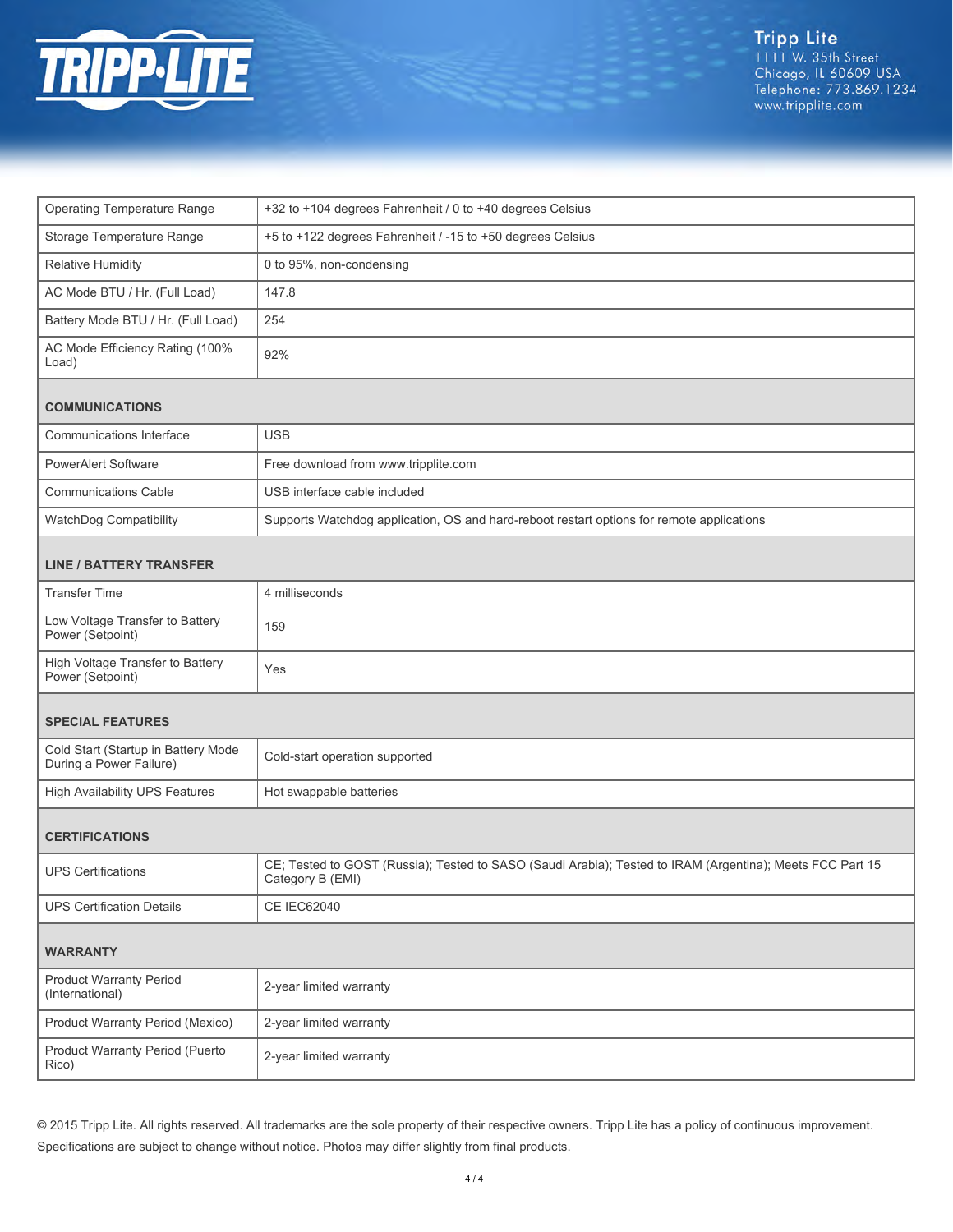| | |
|---|---|
| Operating Temperature Range | +32 to +104 degrees Fahrenheit / 0 to +40 degrees Celsius |
| Storage Temperature Range | +5 to +122 degrees Fahrenheit / -15 to +50 degrees Celsius |
| Relative Humidity | 0 to 95%, non-condensing |
| AC Mode BTU / Hr. (Full Load) | 147.8 |
| Battery Mode BTU / Hr. (Full Load) | 254 |
| AC Mode Efficiency Rating (100% Load) | 92% |
| **COMMUNICATIONS** | |
| Communications Interface | USB |
| PowerAlert Software | Free download from www.tripplite.com |
| Communications Cable | USB interface cable included |
| WatchDog Compatibility | Supports Watchdog application, OS and hard-reboot restart options for remote applications |
| **LINE / BATTERY TRANSFER** | |
| Transfer Time | 4 milliseconds |
| Low Voltage Transfer to Battery Power (Setpoint) | 159 |
| High Voltage Transfer to Battery Power (Setpoint) | Yes |
| **SPECIAL FEATURES** | |
| Cold Start (Startup in Battery Mode During a Power Failure) | Cold-start operation supported |
| High Availability UPS Features | Hot swappable batteries |
| **CERTIFICATIONS** | |
| UPS Certifications | CE; Tested to GOST (Russia); Tested to SASO (Saudi Arabia); Tested to IRAM (Argentina); Meets FCC Part 15 Category B (EMI) |
| UPS Certification Details | CE IEC62040 |
| **WARRANTY** | |
| Product Warranty Period (International) | 2-year limited warranty |
| Product Warranty Period (Mexico) | 2-year limited warranty |
| Product Warranty Period (Puerto Rico) | 2-year limited warranty |

© 2015 Tripp Lite. All rights reserved. All trademarks are the sole property of their respective owners. Tripp Lite has a policy of continuous improvement. Specifications are subject to change without notice. Photos may differ slightly from final products.